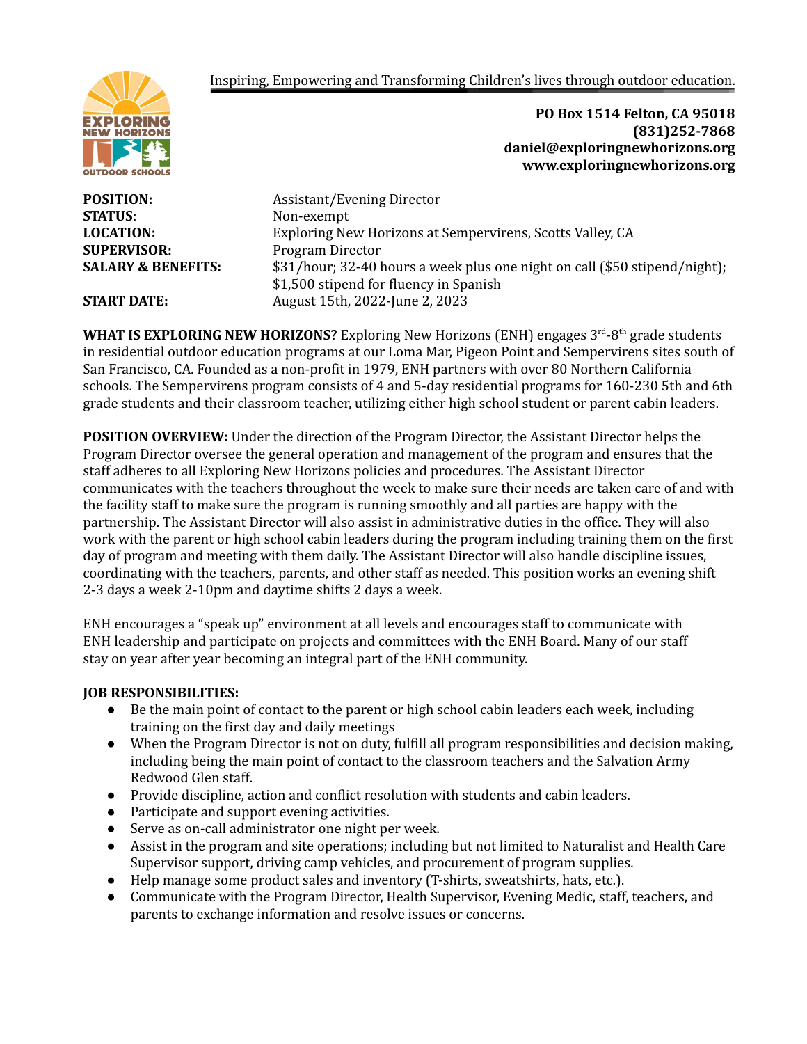Inspiring, Empowering and Transforming Children's lives through outdoor education.

**PO Box 1514 Felton, CA 95018**
**(831)252-7868**
**daniel@exploringnewhorizons.org**
**www.exploringnewhorizons.org**

**POSITION:** Assistant/Evening Director
**STATUS:** Non-exempt
**LOCATION:** Exploring New Horizons at Sempervirens, Scotts Valley, CA
**SUPERVISOR:** Program Director
**SALARY & BENEFITS:** $31/hour; 32-40 hours a week plus one night on call ($50 stipend/night); $1,500 stipend for fluency in Spanish
**START DATE:** August 15th, 2022-June 2, 2023

**WHAT IS EXPLORING NEW HORIZONS?** Exploring New Horizons (ENH) engages 3rd-8th grade students in residential outdoor education programs at our Loma Mar, Pigeon Point and Sempervirens sites south of San Francisco, CA. Founded as a non-profit in 1979, ENH partners with over 80 Northern California schools. The Sempervirens program consists of 4 and 5-day residential programs for 160-230 5th and 6th grade students and their classroom teacher, utilizing either high school student or parent cabin leaders.

**POSITION OVERVIEW:** Under the direction of the Program Director, the Assistant Director helps the Program Director oversee the general operation and management of the program and ensures that the staff adheres to all Exploring New Horizons policies and procedures. The Assistant Director communicates with the teachers throughout the week to make sure their needs are taken care of and with the facility staff to make sure the program is running smoothly and all parties are happy with the partnership. The Assistant Director will also assist in administrative duties in the office. They will also work with the parent or high school cabin leaders during the program including training them on the first day of program and meeting with them daily. The Assistant Director will also handle discipline issues, coordinating with the teachers, parents, and other staff as needed. This position works an evening shift 2-3 days a week 2-10pm and daytime shifts 2 days a week.

ENH encourages a "speak up" environment at all levels and encourages staff to communicate with ENH leadership and participate on projects and committees with the ENH Board. Many of our staff stay on year after year becoming an integral part of the ENH community.

**JOB RESPONSIBILITIES:**

- Be the main point of contact to the parent or high school cabin leaders each week, including training on the first day and daily meetings
- When the Program Director is not on duty, fulfill all program responsibilities and decision making, including being the main point of contact to the classroom teachers and the Salvation Army Redwood Glen staff.
- Provide discipline, action and conflict resolution with students and cabin leaders.
- Participate and support evening activities.
- Serve as on-call administrator one night per week.
- Assist in the program and site operations; including but not limited to Naturalist and Health Care Supervisor support, driving camp vehicles, and procurement of program supplies.
- Help manage some product sales and inventory (T-shirts, sweatshirts, hats, etc.).
- Communicate with the Program Director, Health Supervisor, Evening Medic, staff, teachers, and parents to exchange information and resolve issues or concerns.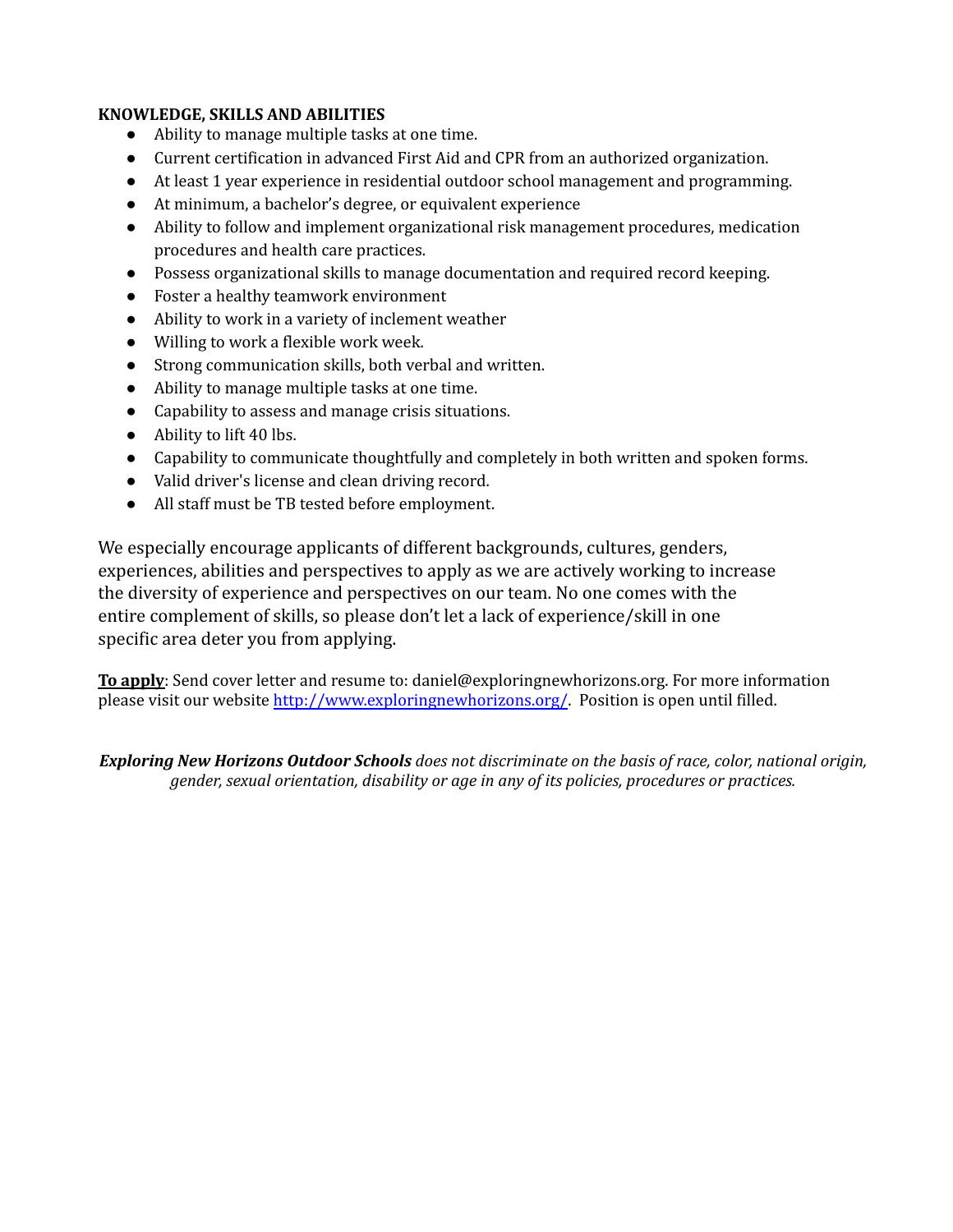**KNOWLEDGE, SKILLS AND ABILITIES**

- Ability to manage multiple tasks at one time.
- Current certification in advanced First Aid and CPR from an authorized organization.
- At least 1 year experience in residential outdoor school management and programming.
- At minimum, a bachelor's degree, or equivalent experience
- Ability to follow and implement organizational risk management procedures, medication procedures and health care practices.
- Possess organizational skills to manage documentation and required record keeping.
- Foster a healthy teamwork environment
- Ability to work in a variety of inclement weather
- Willing to work a flexible work week.
- Strong communication skills, both verbal and written.
- Ability to manage multiple tasks at one time.
- Capability to assess and manage crisis situations.
- Ability to lift 40 lbs.
- Capability to communicate thoughtfully and completely in both written and spoken forms.
- Valid driver's license and clean driving record.
- All staff must be TB tested before employment.

We especially encourage applicants of different backgrounds, cultures, genders, experiences, abilities and perspectives to apply as we are actively working to increase the diversity of experience and perspectives on our team. No one comes with the entire complement of skills, so please don't let a lack of experience/skill in one specific area deter you from applying.

**To apply**: Send cover letter and resume to: daniel@exploringnewhorizons.org. For more information please visit our website http://www.exploringnewhorizons.org/. Position is open until filled.

***Exploring New Horizons Outdoor Schools*** *does not discriminate on the basis of race, color, national origin, gender, sexual orientation, disability or age in any of its policies, procedures or practices.*